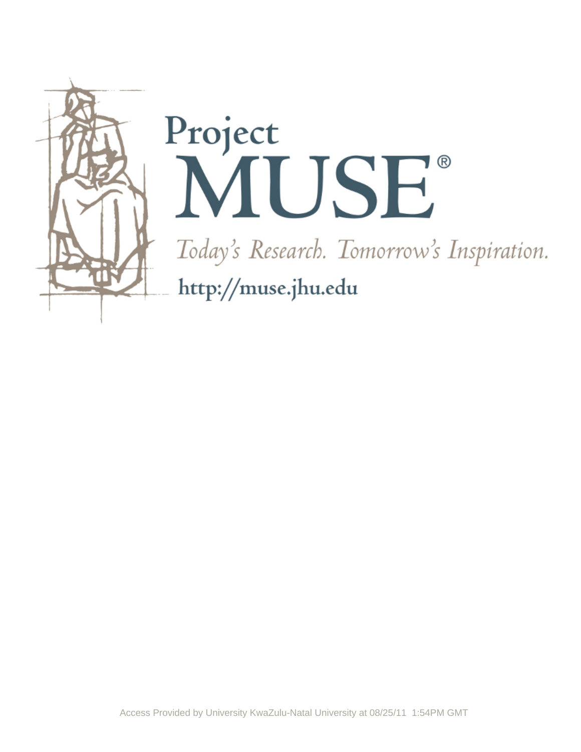Project

MUSE®

*Today's Research. Tomorrow's Inspiration.*

http://muse.jhu.edu

Access Provided by University KwaZulu-Natal University at 08/25/11 1:54PM GMT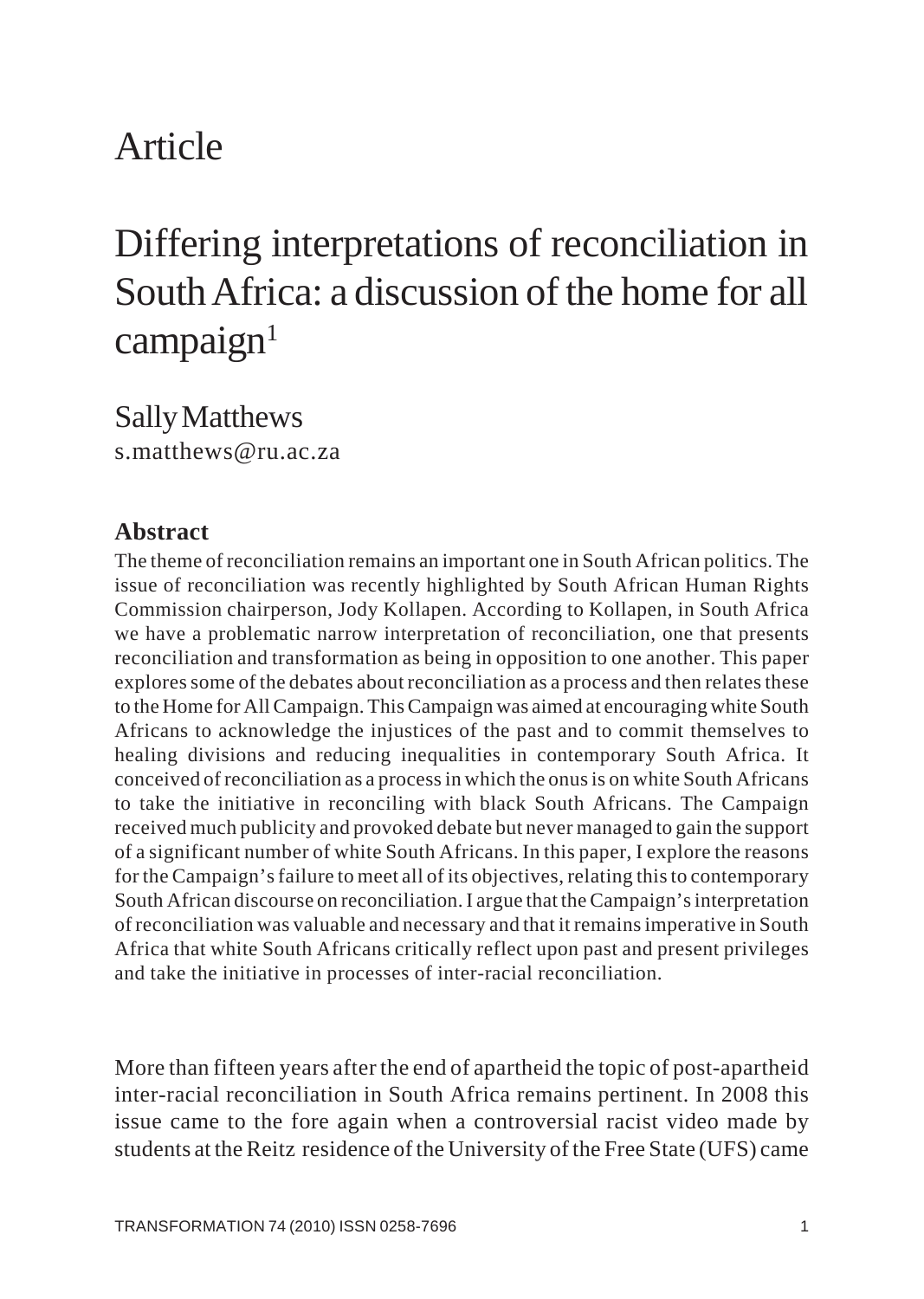# Article

# Differing interpretations of reconciliation in South Africa: a discussion of the home for all campaign[1]

Sally Matthews
s.matthews@ru.ac.za

## Abstract

The theme of reconciliation remains an important one in South African politics. The issue of reconciliation was recently highlighted by South African Human Rights Commission chairperson, Jody Kollapen. According to Kollapen, in South Africa we have a problematic narrow interpretation of reconciliation, one that presents reconciliation and transformation as being in opposition to one another. This paper explores some of the debates about reconciliation as a process and then relates these to the Home for All Campaign. This Campaign was aimed at encouraging white South Africans to acknowledge the injustices of the past and to commit themselves to healing divisions and reducing inequalities in contemporary South Africa. It conceived of reconciliation as a process in which the onus is on white South Africans to take the initiative in reconciling with black South Africans. The Campaign received much publicity and provoked debate but never managed to gain the support of a significant number of white South Africans. In this paper, I explore the reasons for the Campaign's failure to meet all of its objectives, relating this to contemporary South African discourse on reconciliation. I argue that the Campaign's interpretation of reconciliation was valuable and necessary and that it remains imperative in South Africa that white South Africans critically reflect upon past and present privileges and take the initiative in processes of inter-racial reconciliation.

More than fifteen years after the end of apartheid the topic of post-apartheid inter-racial reconciliation in South Africa remains pertinent. In 2008 this issue came to the fore again when a controversial racist video made by students at the Reitz residence of the University of the Free State (UFS) came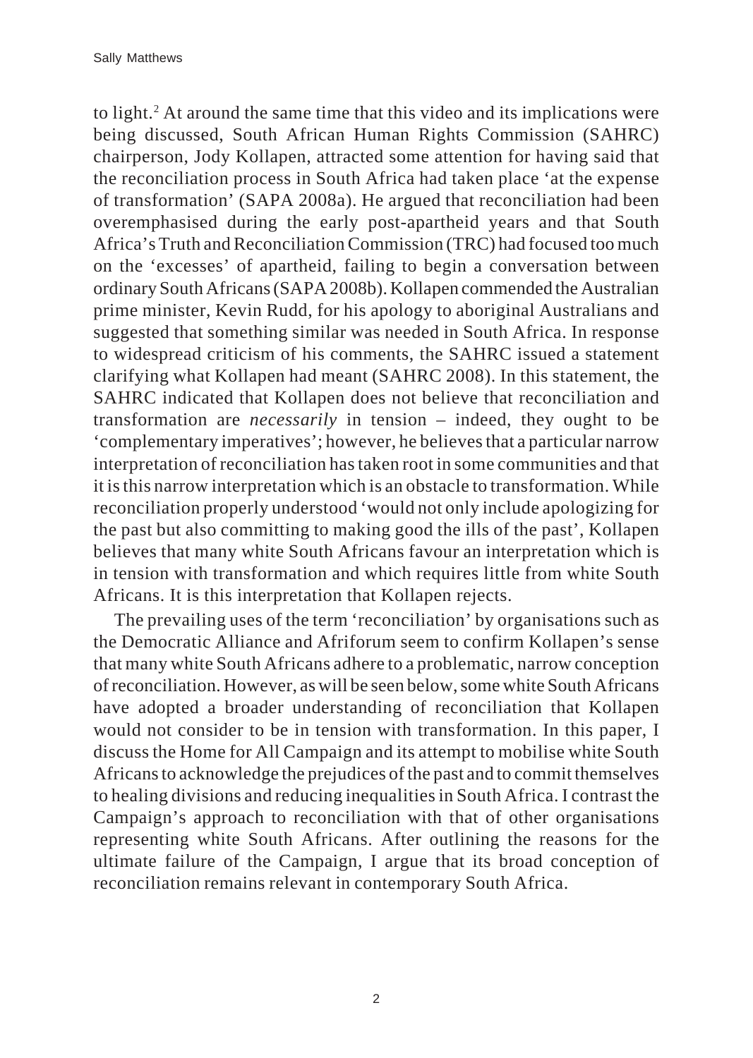to light.[2] At around the same time that this video and its implications were being discussed, South African Human Rights Commission (SAHRC) chairperson, Jody Kollapen, attracted some attention for having said that the reconciliation process in South Africa had taken place 'at the expense of transformation' (SAPA 2008a). He argued that reconciliation had been overemphasised during the early post-apartheid years and that South Africa's Truth and Reconciliation Commission (TRC) had focused too much on the 'excesses' of apartheid, failing to begin a conversation between ordinary South Africans (SAPA 2008b). Kollapen commended the Australian prime minister, Kevin Rudd, for his apology to aboriginal Australians and suggested that something similar was needed in South Africa. In response to widespread criticism of his comments, the SAHRC issued a statement clarifying what Kollapen had meant (SAHRC 2008). In this statement, the SAHRC indicated that Kollapen does not believe that reconciliation and transformation are *necessarily* in tension – indeed, they ought to be 'complementary imperatives'; however, he believes that a particular narrow interpretation of reconciliation has taken root in some communities and that it is this narrow interpretation which is an obstacle to transformation. While reconciliation properly understood 'would not only include apologizing for the past but also committing to making good the ills of the past', Kollapen believes that many white South Africans favour an interpretation which is in tension with transformation and which requires little from white South Africans. It is this interpretation that Kollapen rejects.

The prevailing uses of the term 'reconciliation' by organisations such as the Democratic Alliance and Afriforum seem to confirm Kollapen's sense that many white South Africans adhere to a problematic, narrow conception of reconciliation. However, as will be seen below, some white South Africans have adopted a broader understanding of reconciliation that Kollapen would not consider to be in tension with transformation. In this paper, I discuss the Home for All Campaign and its attempt to mobilise white South Africans to acknowledge the prejudices of the past and to commit themselves to healing divisions and reducing inequalities in South Africa. I contrast the Campaign's approach to reconciliation with that of other organisations representing white South Africans. After outlining the reasons for the ultimate failure of the Campaign, I argue that its broad conception of reconciliation remains relevant in contemporary South Africa.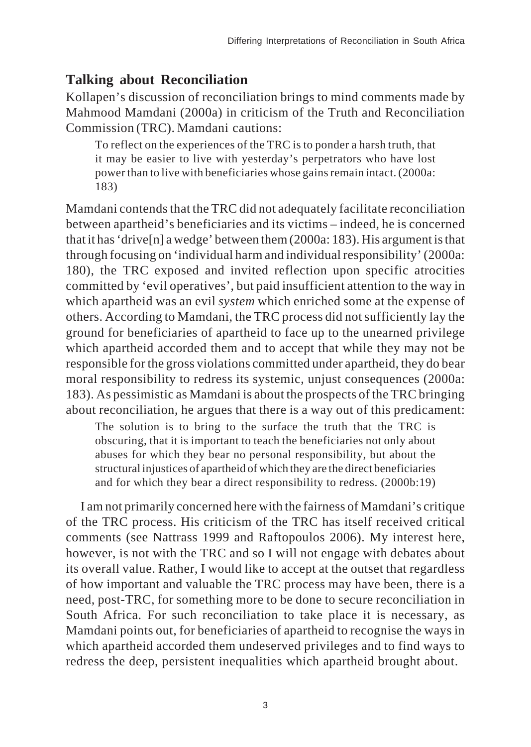## Talking about Reconciliation

Kollapen's discussion of reconciliation brings to mind comments made by Mahmood Mamdani (2000a) in criticism of the Truth and Reconciliation Commission (TRC). Mamdani cautions:

> To reflect on the experiences of the TRC is to ponder a harsh truth, that it may be easier to live with yesterday's perpetrators who have lost power than to live with beneficiaries whose gains remain intact. (2000a: 183)

Mamdani contends that the TRC did not adequately facilitate reconciliation between apartheid's beneficiaries and its victims – indeed, he is concerned that it has 'drive[n] a wedge' between them (2000a: 183). His argument is that through focusing on 'individual harm and individual responsibility' (2000a: 180), the TRC exposed and invited reflection upon specific atrocities committed by 'evil operatives', but paid insufficient attention to the way in which apartheid was an evil *system* which enriched some at the expense of others. According to Mamdani, the TRC process did not sufficiently lay the ground for beneficiaries of apartheid to face up to the unearned privilege which apartheid accorded them and to accept that while they may not be responsible for the gross violations committed under apartheid, they do bear moral responsibility to redress its systemic, unjust consequences (2000a: 183). As pessimistic as Mamdani is about the prospects of the TRC bringing about reconciliation, he argues that there is a way out of this predicament:

> The solution is to bring to the surface the truth that the TRC is obscuring, that it is important to teach the beneficiaries not only about abuses for which they bear no personal responsibility, but about the structural injustices of apartheid of which they are the direct beneficiaries and for which they bear a direct responsibility to redress. (2000b:19)

I am not primarily concerned here with the fairness of Mamdani's critique of the TRC process. His criticism of the TRC has itself received critical comments (see Nattrass 1999 and Raftopoulos 2006). My interest here, however, is not with the TRC and so I will not engage with debates about its overall value. Rather, I would like to accept at the outset that regardless of how important and valuable the TRC process may have been, there is a need, post-TRC, for something more to be done to secure reconciliation in South Africa. For such reconciliation to take place it is necessary, as Mamdani points out, for beneficiaries of apartheid to recognise the ways in which apartheid accorded them undeserved privileges and to find ways to redress the deep, persistent inequalities which apartheid brought about.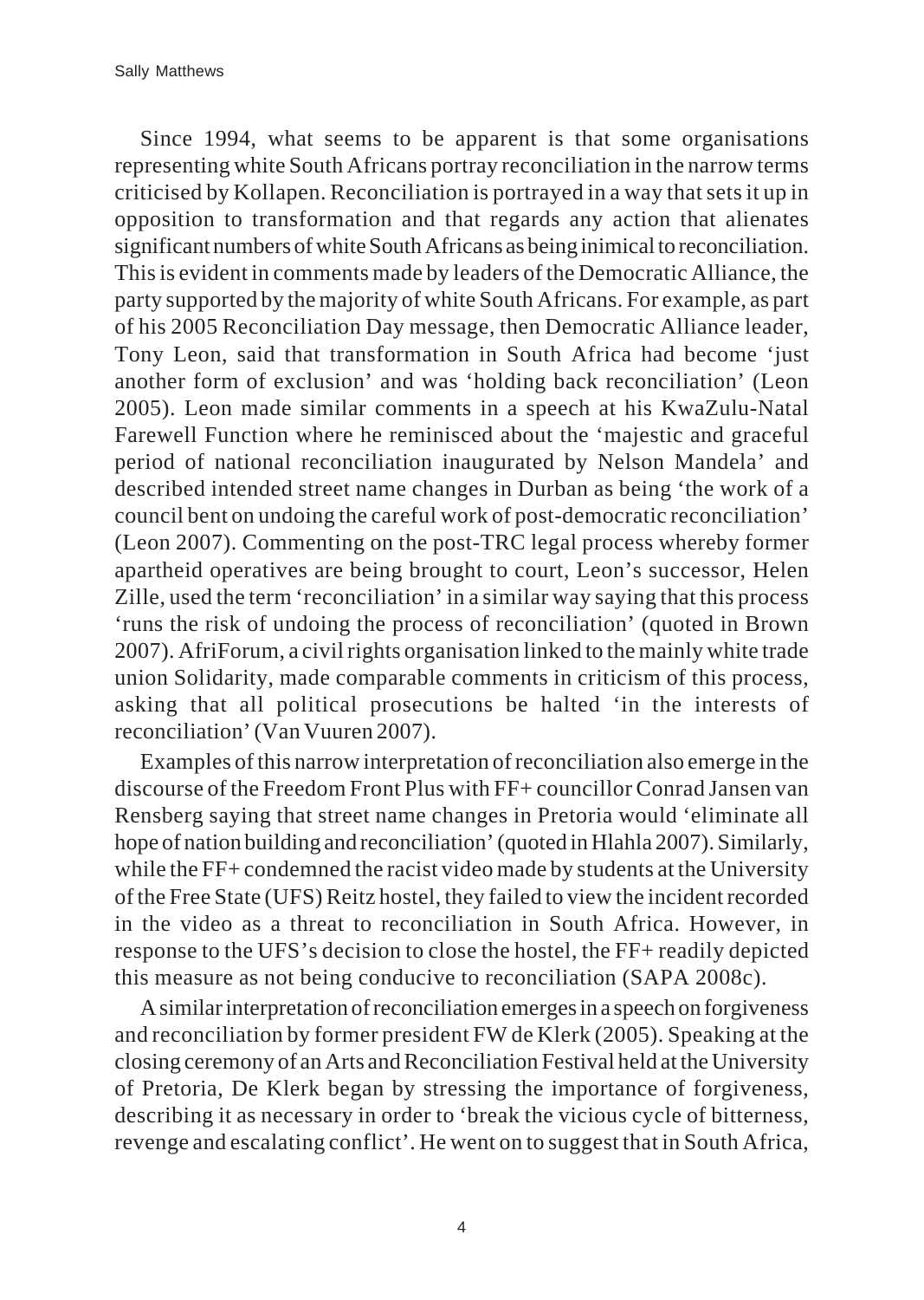Since 1994, what seems to be apparent is that some organisations representing white South Africans portray reconciliation in the narrow terms criticised by Kollapen. Reconciliation is portrayed in a way that sets it up in opposition to transformation and that regards any action that alienates significant numbers of white South Africans as being inimical to reconciliation. This is evident in comments made by leaders of the Democratic Alliance, the party supported by the majority of white South Africans. For example, as part of his 2005 Reconciliation Day message, then Democratic Alliance leader, Tony Leon, said that transformation in South Africa had become 'just another form of exclusion' and was 'holding back reconciliation' (Leon 2005). Leon made similar comments in a speech at his KwaZulu-Natal Farewell Function where he reminisced about the 'majestic and graceful period of national reconciliation inaugurated by Nelson Mandela' and described intended street name changes in Durban as being 'the work of a council bent on undoing the careful work of post-democratic reconciliation' (Leon 2007). Commenting on the post-TRC legal process whereby former apartheid operatives are being brought to court, Leon's successor, Helen Zille, used the term 'reconciliation' in a similar way saying that this process 'runs the risk of undoing the process of reconciliation' (quoted in Brown 2007). AfriForum, a civil rights organisation linked to the mainly white trade union Solidarity, made comparable comments in criticism of this process, asking that all political prosecutions be halted 'in the interests of reconciliation' (Van Vuuren 2007).

Examples of this narrow interpretation of reconciliation also emerge in the discourse of the Freedom Front Plus with FF+ councillor Conrad Jansen van Rensberg saying that street name changes in Pretoria would 'eliminate all hope of nation building and reconciliation' (quoted in Hlahla 2007). Similarly, while the FF+ condemned the racist video made by students at the University of the Free State (UFS) Reitz hostel, they failed to view the incident recorded in the video as a threat to reconciliation in South Africa. However, in response to the UFS's decision to close the hostel, the FF+ readily depicted this measure as not being conducive to reconciliation (SAPA 2008c).

A similar interpretation of reconciliation emerges in a speech on forgiveness and reconciliation by former president FW de Klerk (2005). Speaking at the closing ceremony of an Arts and Reconciliation Festival held at the University of Pretoria, De Klerk began by stressing the importance of forgiveness, describing it as necessary in order to 'break the vicious cycle of bitterness, revenge and escalating conflict'. He went on to suggest that in South Africa,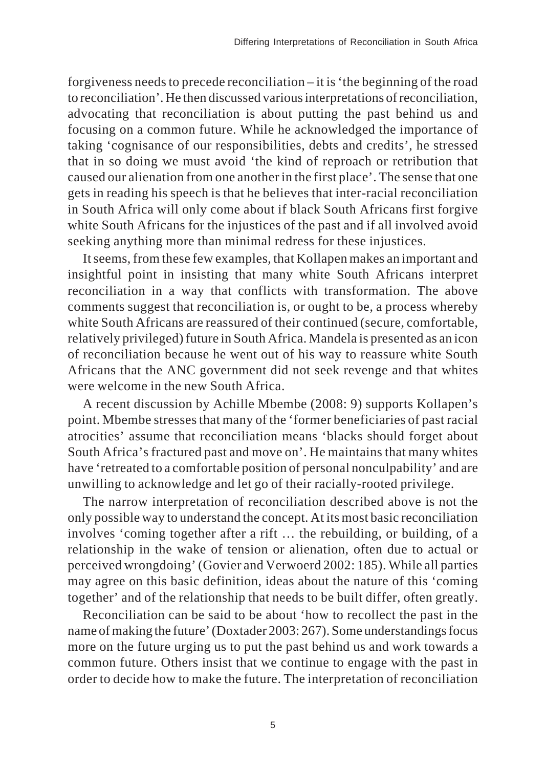forgiveness needs to precede reconciliation – it is 'the beginning of the road to reconciliation'. He then discussed various interpretations of reconciliation, advocating that reconciliation is about putting the past behind us and focusing on a common future. While he acknowledged the importance of taking 'cognisance of our responsibilities, debts and credits', he stressed that in so doing we must avoid 'the kind of reproach or retribution that caused our alienation from one another in the first place'. The sense that one gets in reading his speech is that he believes that inter-racial reconciliation in South Africa will only come about if black South Africans first forgive white South Africans for the injustices of the past and if all involved avoid seeking anything more than minimal redress for these injustices.

It seems, from these few examples, that Kollapen makes an important and insightful point in insisting that many white South Africans interpret reconciliation in a way that conflicts with transformation. The above comments suggest that reconciliation is, or ought to be, a process whereby white South Africans are reassured of their continued (secure, comfortable, relatively privileged) future in South Africa. Mandela is presented as an icon of reconciliation because he went out of his way to reassure white South Africans that the ANC government did not seek revenge and that whites were welcome in the new South Africa.

A recent discussion by Achille Mbembe (2008: 9) supports Kollapen's point. Mbembe stresses that many of the 'former beneficiaries of past racial atrocities' assume that reconciliation means 'blacks should forget about South Africa's fractured past and move on'. He maintains that many whites have 'retreated to a comfortable position of personal nonculpability' and are unwilling to acknowledge and let go of their racially-rooted privilege.

The narrow interpretation of reconciliation described above is not the only possible way to understand the concept. At its most basic reconciliation involves 'coming together after a rift … the rebuilding, or building, of a relationship in the wake of tension or alienation, often due to actual or perceived wrongdoing' (Govier and Verwoerd 2002: 185). While all parties may agree on this basic definition, ideas about the nature of this 'coming together' and of the relationship that needs to be built differ, often greatly.

Reconciliation can be said to be about 'how to recollect the past in the name of making the future' (Doxtader 2003: 267). Some understandings focus more on the future urging us to put the past behind us and work towards a common future. Others insist that we continue to engage with the past in order to decide how to make the future. The interpretation of reconciliation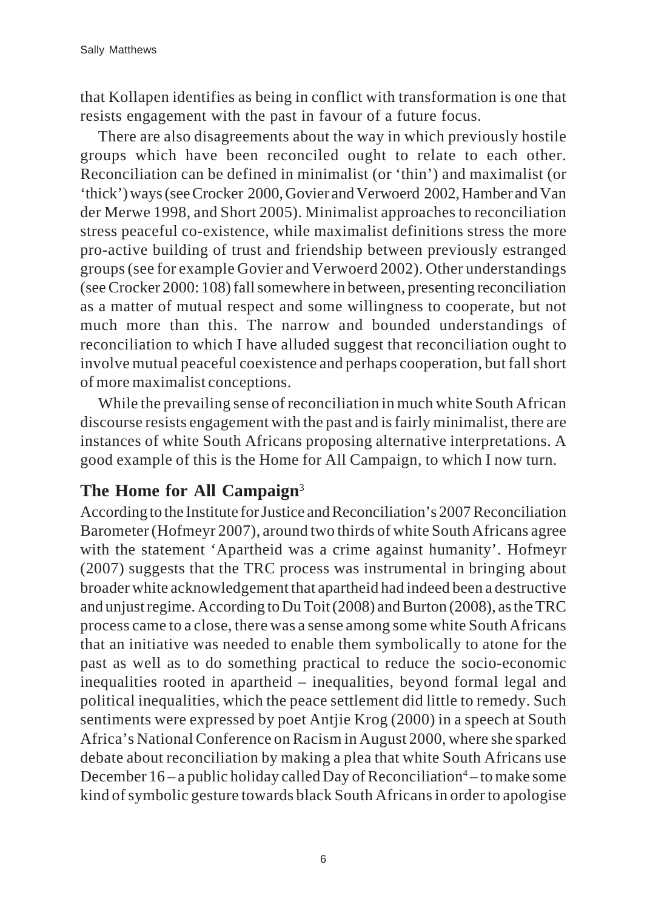that Kollapen identifies as being in conflict with transformation is one that resists engagement with the past in favour of a future focus.

There are also disagreements about the way in which previously hostile groups which have been reconciled ought to relate to each other. Reconciliation can be defined in minimalist (or 'thin') and maximalist (or 'thick') ways (see Crocker 2000, Govier and Verwoerd 2002, Hamber and Van der Merwe 1998, and Short 2005). Minimalist approaches to reconciliation stress peaceful co-existence, while maximalist definitions stress the more pro-active building of trust and friendship between previously estranged groups (see for example Govier and Verwoerd 2002). Other understandings (see Crocker 2000: 108) fall somewhere in between, presenting reconciliation as a matter of mutual respect and some willingness to cooperate, but not much more than this. The narrow and bounded understandings of reconciliation to which I have alluded suggest that reconciliation ought to involve mutual peaceful coexistence and perhaps cooperation, but fall short of more maximalist conceptions.

While the prevailing sense of reconciliation in much white South African discourse resists engagement with the past and is fairly minimalist, there are instances of white South Africans proposing alternative interpretations. A good example of this is the Home for All Campaign, to which I now turn.

## The Home for All Campaign[3]

According to the Institute for Justice and Reconciliation's 2007 Reconciliation Barometer (Hofmeyr 2007), around two thirds of white South Africans agree with the statement 'Apartheid was a crime against humanity'. Hofmeyr (2007) suggests that the TRC process was instrumental in bringing about broader white acknowledgement that apartheid had indeed been a destructive and unjust regime. According to Du Toit (2008) and Burton (2008), as the TRC process came to a close, there was a sense among some white South Africans that an initiative was needed to enable them symbolically to atone for the past as well as to do something practical to reduce the socio-economic inequalities rooted in apartheid – inequalities, beyond formal legal and political inequalities, which the peace settlement did little to remedy. Such sentiments were expressed by poet Antjie Krog (2000) in a speech at South Africa's National Conference on Racism in August 2000, where she sparked debate about reconciliation by making a plea that white South Africans use December 16 – a public holiday called Day of Reconciliation[4] – to make some kind of symbolic gesture towards black South Africans in order to apologise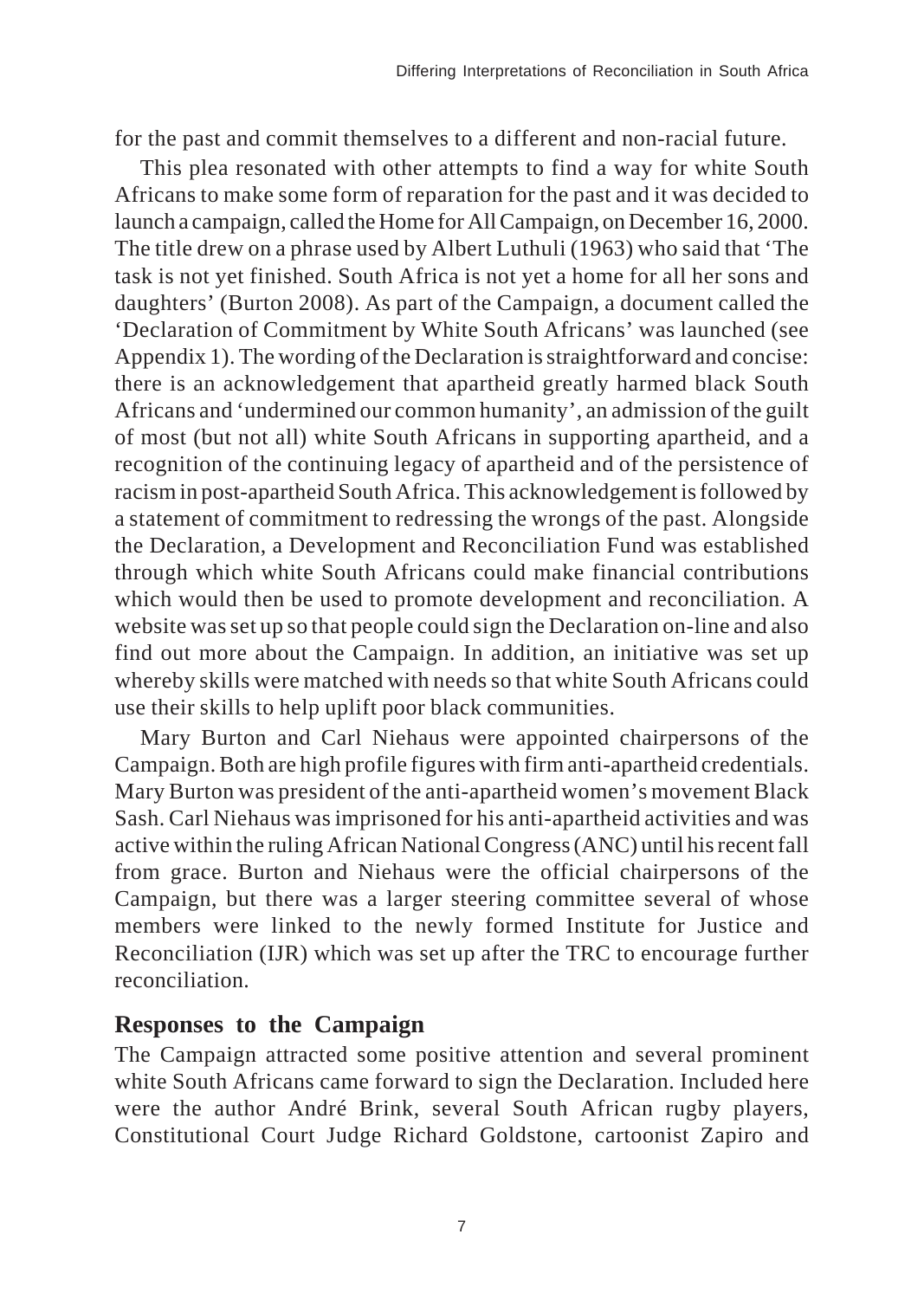for the past and commit themselves to a different and non-racial future.

This plea resonated with other attempts to find a way for white South Africans to make some form of reparation for the past and it was decided to launch a campaign, called the Home for All Campaign, on December 16, 2000. The title drew on a phrase used by Albert Luthuli (1963) who said that 'The task is not yet finished. South Africa is not yet a home for all her sons and daughters' (Burton 2008). As part of the Campaign, a document called the 'Declaration of Commitment by White South Africans' was launched (see Appendix 1). The wording of the Declaration is straightforward and concise: there is an acknowledgement that apartheid greatly harmed black South Africans and 'undermined our common humanity', an admission of the guilt of most (but not all) white South Africans in supporting apartheid, and a recognition of the continuing legacy of apartheid and of the persistence of racism in post-apartheid South Africa. This acknowledgement is followed by a statement of commitment to redressing the wrongs of the past. Alongside the Declaration, a Development and Reconciliation Fund was established through which white South Africans could make financial contributions which would then be used to promote development and reconciliation. A website was set up so that people could sign the Declaration on-line and also find out more about the Campaign. In addition, an initiative was set up whereby skills were matched with needs so that white South Africans could use their skills to help uplift poor black communities.

Mary Burton and Carl Niehaus were appointed chairpersons of the Campaign. Both are high profile figures with firm anti-apartheid credentials. Mary Burton was president of the anti-apartheid women's movement Black Sash. Carl Niehaus was imprisoned for his anti-apartheid activities and was active within the ruling African National Congress (ANC) until his recent fall from grace. Burton and Niehaus were the official chairpersons of the Campaign, but there was a larger steering committee several of whose members were linked to the newly formed Institute for Justice and Reconciliation (IJR) which was set up after the TRC to encourage further reconciliation.

## Responses to the Campaign

The Campaign attracted some positive attention and several prominent white South Africans came forward to sign the Declaration. Included here were the author André Brink, several South African rugby players, Constitutional Court Judge Richard Goldstone, cartoonist Zapiro and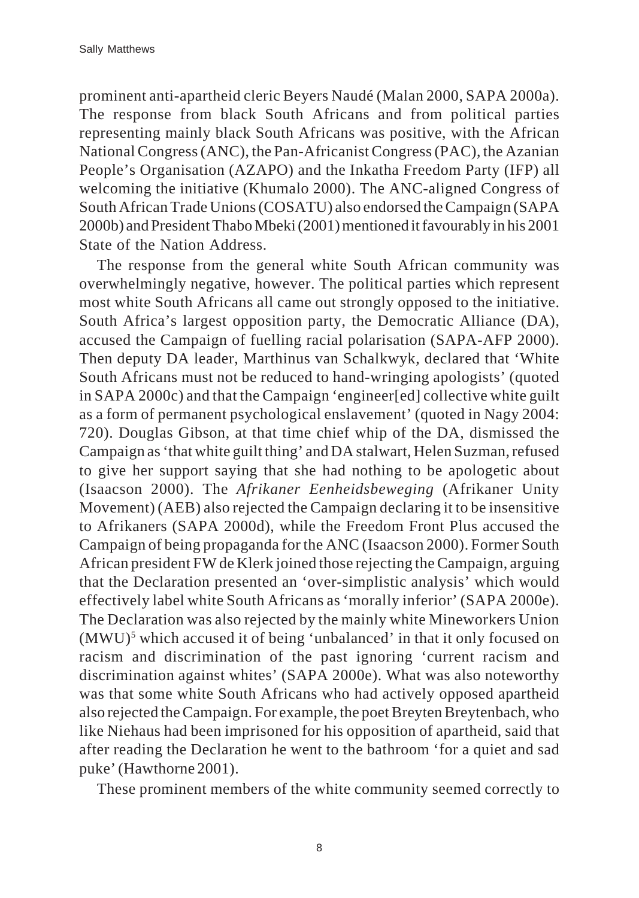prominent anti-apartheid cleric Beyers Naudé (Malan 2000, SAPA 2000a). The response from black South Africans and from political parties representing mainly black South Africans was positive, with the African National Congress (ANC), the Pan-Africanist Congress (PAC), the Azanian People's Organisation (AZAPO) and the Inkatha Freedom Party (IFP) all welcoming the initiative (Khumalo 2000). The ANC-aligned Congress of South African Trade Unions (COSATU) also endorsed the Campaign (SAPA 2000b) and President Thabo Mbeki (2001) mentioned it favourably in his 2001 State of the Nation Address.

The response from the general white South African community was overwhelmingly negative, however. The political parties which represent most white South Africans all came out strongly opposed to the initiative. South Africa's largest opposition party, the Democratic Alliance (DA), accused the Campaign of fuelling racial polarisation (SAPA-AFP 2000). Then deputy DA leader, Marthinus van Schalkwyk, declared that 'White South Africans must not be reduced to hand-wringing apologists' (quoted in SAPA 2000c) and that the Campaign 'engineer[ed] collective white guilt as a form of permanent psychological enslavement' (quoted in Nagy 2004: 720). Douglas Gibson, at that time chief whip of the DA, dismissed the Campaign as 'that white guilt thing' and DA stalwart, Helen Suzman, refused to give her support saying that she had nothing to be apologetic about (Isaacson 2000). The *Afrikaner Eenheidsbeweging* (Afrikaner Unity Movement) (AEB) also rejected the Campaign declaring it to be insensitive to Afrikaners (SAPA 2000d), while the Freedom Front Plus accused the Campaign of being propaganda for the ANC (Isaacson 2000). Former South African president FW de Klerk joined those rejecting the Campaign, arguing that the Declaration presented an 'over-simplistic analysis' which would effectively label white South Africans as 'morally inferior' (SAPA 2000e). The Declaration was also rejected by the mainly white Mineworkers Union (MWU)[5] which accused it of being 'unbalanced' in that it only focused on racism and discrimination of the past ignoring 'current racism and discrimination against whites' (SAPA 2000e). What was also noteworthy was that some white South Africans who had actively opposed apartheid also rejected the Campaign. For example, the poet Breyten Breytenbach, who like Niehaus had been imprisoned for his opposition of apartheid, said that after reading the Declaration he went to the bathroom 'for a quiet and sad puke' (Hawthorne 2001).

These prominent members of the white community seemed correctly to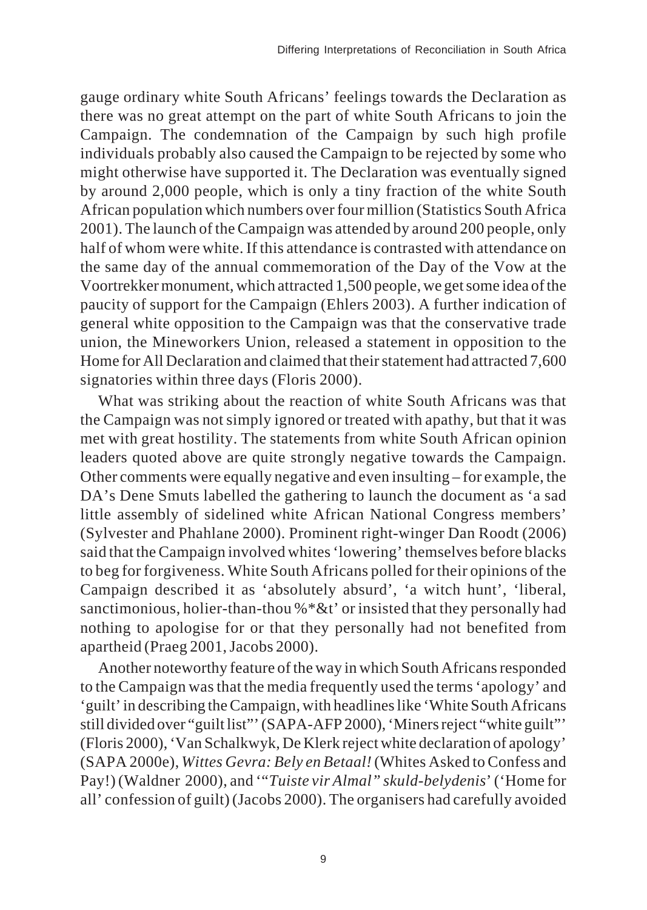gauge ordinary white South Africans' feelings towards the Declaration as there was no great attempt on the part of white South Africans to join the Campaign. The condemnation of the Campaign by such high profile individuals probably also caused the Campaign to be rejected by some who might otherwise have supported it. The Declaration was eventually signed by around 2,000 people, which is only a tiny fraction of the white South African population which numbers over four million (Statistics South Africa 2001). The launch of the Campaign was attended by around 200 people, only half of whom were white. If this attendance is contrasted with attendance on the same day of the annual commemoration of the Day of the Vow at the Voortrekker monument, which attracted 1,500 people, we get some idea of the paucity of support for the Campaign (Ehlers 2003). A further indication of general white opposition to the Campaign was that the conservative trade union, the Mineworkers Union, released a statement in opposition to the Home for All Declaration and claimed that their statement had attracted 7,600 signatories within three days (Floris 2000).

What was striking about the reaction of white South Africans was that the Campaign was not simply ignored or treated with apathy, but that it was met with great hostility. The statements from white South African opinion leaders quoted above are quite strongly negative towards the Campaign. Other comments were equally negative and even insulting – for example, the DA's Dene Smuts labelled the gathering to launch the document as 'a sad little assembly of sidelined white African National Congress members' (Sylvester and Phahlane 2000). Prominent right-winger Dan Roodt (2006) said that the Campaign involved whites 'lowering' themselves before blacks to beg for forgiveness. White South Africans polled for their opinions of the Campaign described it as 'absolutely absurd', 'a witch hunt', 'liberal, sanctimonious, holier-than-thou %*&t' or insisted that they personally had nothing to apologise for or that they personally had not benefited from apartheid (Praeg 2001, Jacobs 2000).

Another noteworthy feature of the way in which South Africans responded to the Campaign was that the media frequently used the terms 'apology' and 'guilt' in describing the Campaign, with headlines like 'White South Africans still divided over "guilt list"' (SAPA-AFP 2000), 'Miners reject "white guilt"' (Floris 2000), 'Van Schalkwyk, De Klerk reject white declaration of apology' (SAPA 2000e), *Wittes Gevra: Bely en Betaal!* (Whites Asked to Confess and Pay!) (Waldner 2000), and '"*Tuiste vir Almal" skuld-belydenis*' ('Home for all' confession of guilt) (Jacobs 2000). The organisers had carefully avoided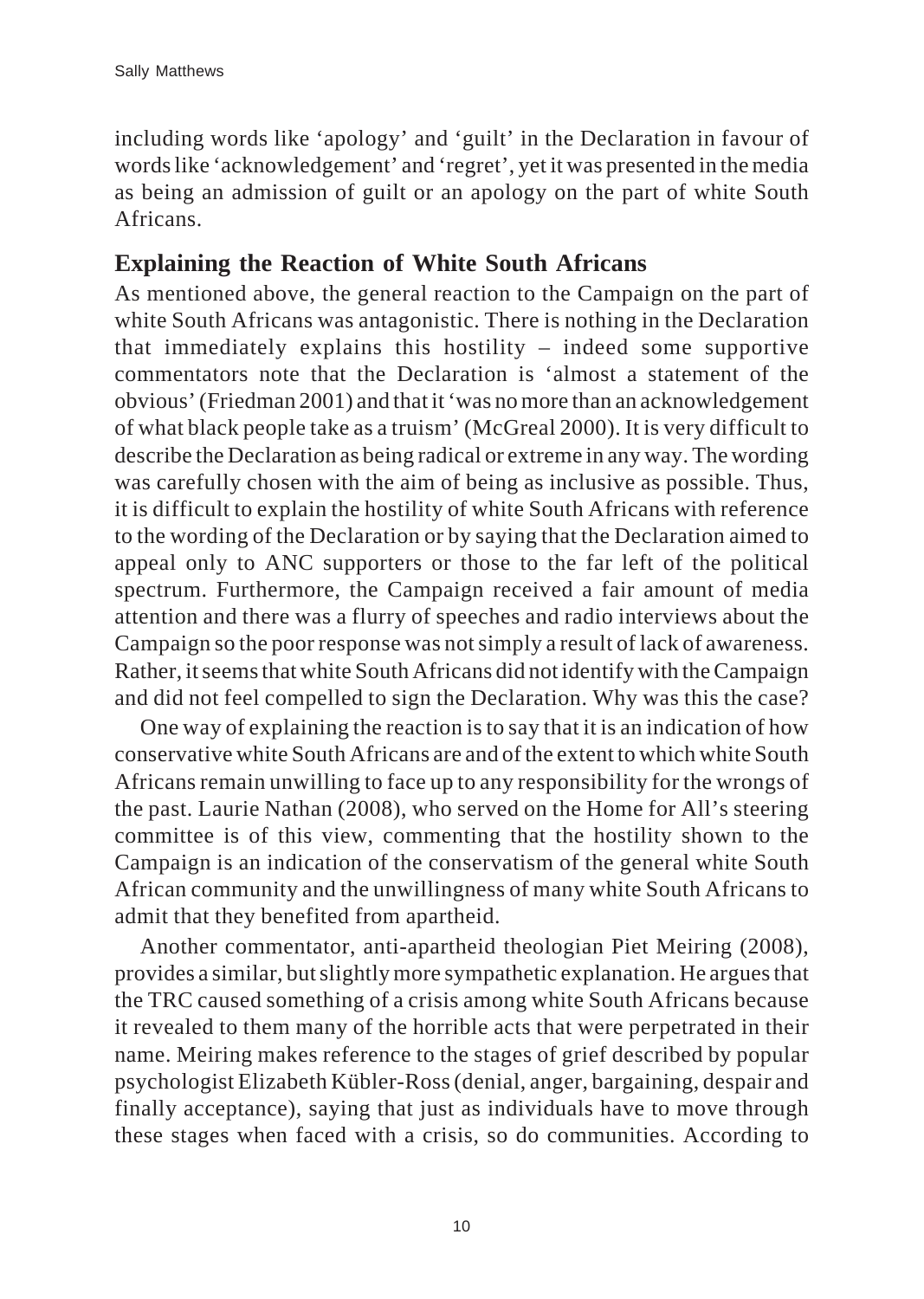including words like 'apology' and 'guilt' in the Declaration in favour of words like 'acknowledgement' and 'regret', yet it was presented in the media as being an admission of guilt or an apology on the part of white South Africans.

## Explaining the Reaction of White South Africans

As mentioned above, the general reaction to the Campaign on the part of white South Africans was antagonistic. There is nothing in the Declaration that immediately explains this hostility – indeed some supportive commentators note that the Declaration is 'almost a statement of the obvious' (Friedman 2001) and that it 'was no more than an acknowledgement of what black people take as a truism' (McGreal 2000). It is very difficult to describe the Declaration as being radical or extreme in any way. The wording was carefully chosen with the aim of being as inclusive as possible. Thus, it is difficult to explain the hostility of white South Africans with reference to the wording of the Declaration or by saying that the Declaration aimed to appeal only to ANC supporters or those to the far left of the political spectrum. Furthermore, the Campaign received a fair amount of media attention and there was a flurry of speeches and radio interviews about the Campaign so the poor response was not simply a result of lack of awareness. Rather, it seems that white South Africans did not identify with the Campaign and did not feel compelled to sign the Declaration. Why was this the case?

One way of explaining the reaction is to say that it is an indication of how conservative white South Africans are and of the extent to which white South Africans remain unwilling to face up to any responsibility for the wrongs of the past. Laurie Nathan (2008), who served on the Home for All's steering committee is of this view, commenting that the hostility shown to the Campaign is an indication of the conservatism of the general white South African community and the unwillingness of many white South Africans to admit that they benefited from apartheid.

Another commentator, anti-apartheid theologian Piet Meiring (2008), provides a similar, but slightly more sympathetic explanation. He argues that the TRC caused something of a crisis among white South Africans because it revealed to them many of the horrible acts that were perpetrated in their name. Meiring makes reference to the stages of grief described by popular psychologist Elizabeth Kübler-Ross (denial, anger, bargaining, despair and finally acceptance), saying that just as individuals have to move through these stages when faced with a crisis, so do communities. According to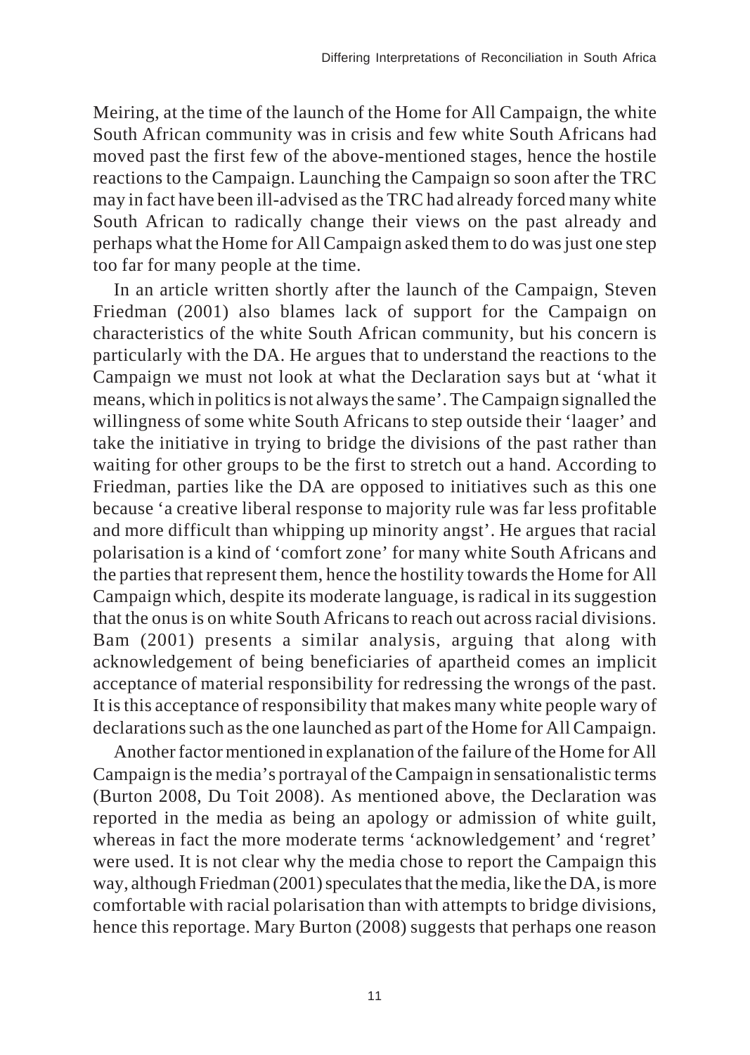Meiring, at the time of the launch of the Home for All Campaign, the white South African community was in crisis and few white South Africans had moved past the first few of the above-mentioned stages, hence the hostile reactions to the Campaign. Launching the Campaign so soon after the TRC may in fact have been ill-advised as the TRC had already forced many white South African to radically change their views on the past already and perhaps what the Home for All Campaign asked them to do was just one step too far for many people at the time.

In an article written shortly after the launch of the Campaign, Steven Friedman (2001) also blames lack of support for the Campaign on characteristics of the white South African community, but his concern is particularly with the DA. He argues that to understand the reactions to the Campaign we must not look at what the Declaration says but at 'what it means, which in politics is not always the same'. The Campaign signalled the willingness of some white South Africans to step outside their 'laager' and take the initiative in trying to bridge the divisions of the past rather than waiting for other groups to be the first to stretch out a hand. According to Friedman, parties like the DA are opposed to initiatives such as this one because 'a creative liberal response to majority rule was far less profitable and more difficult than whipping up minority angst'. He argues that racial polarisation is a kind of 'comfort zone' for many white South Africans and the parties that represent them, hence the hostility towards the Home for All Campaign which, despite its moderate language, is radical in its suggestion that the onus is on white South Africans to reach out across racial divisions. Bam (2001) presents a similar analysis, arguing that along with acknowledgement of being beneficiaries of apartheid comes an implicit acceptance of material responsibility for redressing the wrongs of the past. It is this acceptance of responsibility that makes many white people wary of declarations such as the one launched as part of the Home for All Campaign.

Another factor mentioned in explanation of the failure of the Home for All Campaign is the media's portrayal of the Campaign in sensationalistic terms (Burton 2008, Du Toit 2008). As mentioned above, the Declaration was reported in the media as being an apology or admission of white guilt, whereas in fact the more moderate terms 'acknowledgement' and 'regret' were used. It is not clear why the media chose to report the Campaign this way, although Friedman (2001) speculates that the media, like the DA, is more comfortable with racial polarisation than with attempts to bridge divisions, hence this reportage. Mary Burton (2008) suggests that perhaps one reason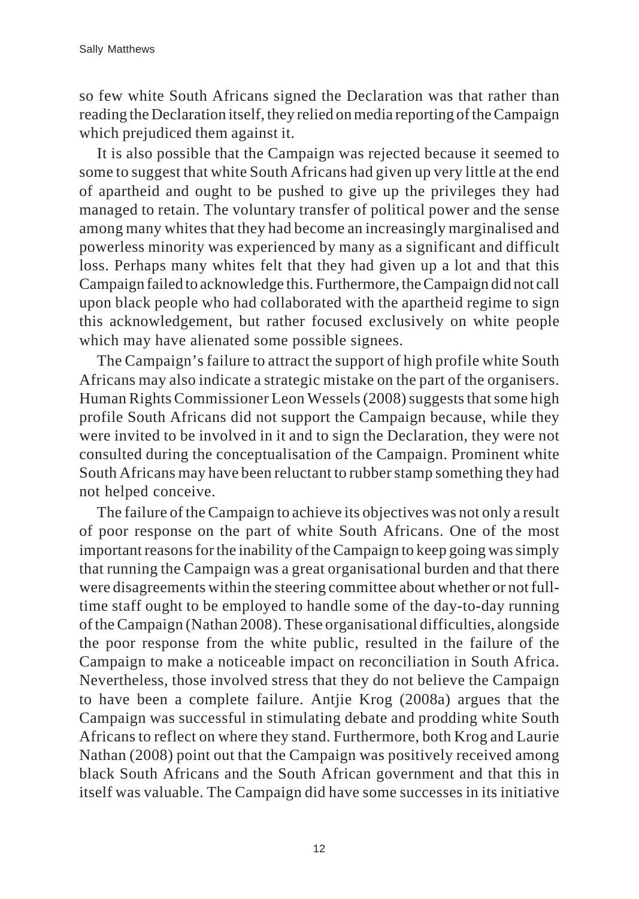so few white South Africans signed the Declaration was that rather than reading the Declaration itself, they relied on media reporting of the Campaign which prejudiced them against it.

It is also possible that the Campaign was rejected because it seemed to some to suggest that white South Africans had given up very little at the end of apartheid and ought to be pushed to give up the privileges they had managed to retain. The voluntary transfer of political power and the sense among many whites that they had become an increasingly marginalised and powerless minority was experienced by many as a significant and difficult loss. Perhaps many whites felt that they had given up a lot and that this Campaign failed to acknowledge this. Furthermore, the Campaign did not call upon black people who had collaborated with the apartheid regime to sign this acknowledgement, but rather focused exclusively on white people which may have alienated some possible signees.

The Campaign's failure to attract the support of high profile white South Africans may also indicate a strategic mistake on the part of the organisers. Human Rights Commissioner Leon Wessels (2008) suggests that some high profile South Africans did not support the Campaign because, while they were invited to be involved in it and to sign the Declaration, they were not consulted during the conceptualisation of the Campaign. Prominent white South Africans may have been reluctant to rubber stamp something they had not helped conceive.

The failure of the Campaign to achieve its objectives was not only a result of poor response on the part of white South Africans. One of the most important reasons for the inability of the Campaign to keep going was simply that running the Campaign was a great organisational burden and that there were disagreements within the steering committee about whether or not full-time staff ought to be employed to handle some of the day-to-day running of the Campaign (Nathan 2008). These organisational difficulties, alongside the poor response from the white public, resulted in the failure of the Campaign to make a noticeable impact on reconciliation in South Africa. Nevertheless, those involved stress that they do not believe the Campaign to have been a complete failure. Antjie Krog (2008a) argues that the Campaign was successful in stimulating debate and prodding white South Africans to reflect on where they stand. Furthermore, both Krog and Laurie Nathan (2008) point out that the Campaign was positively received among black South Africans and the South African government and that this in itself was valuable. The Campaign did have some successes in its initiative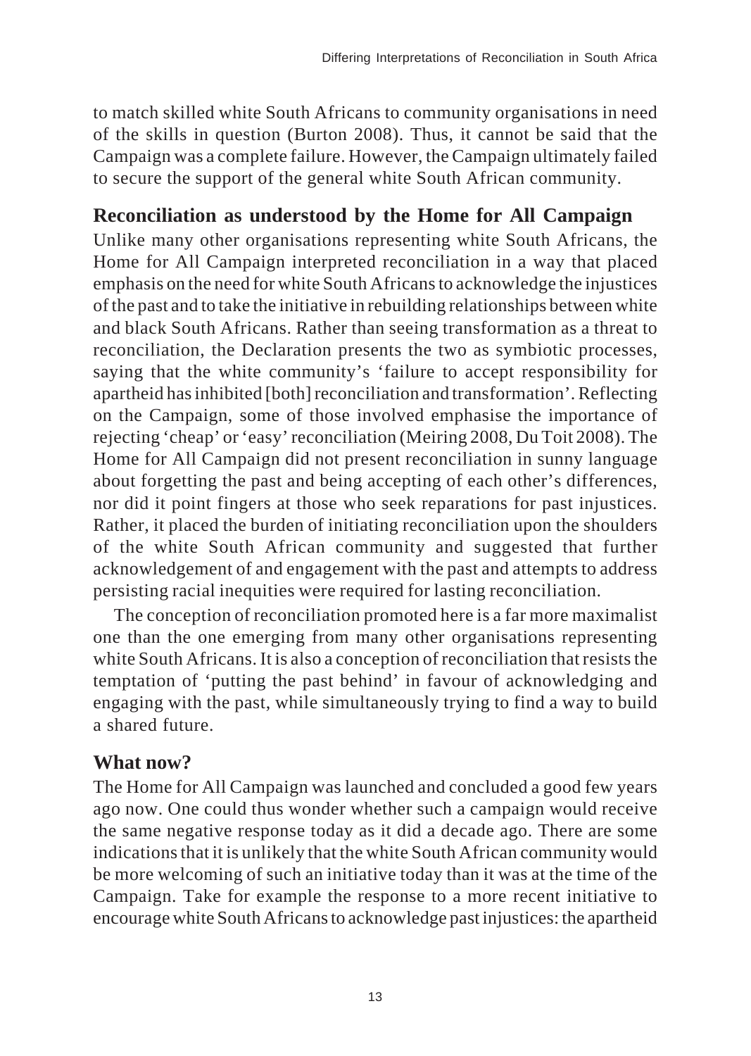to match skilled white South Africans to community organisations in need of the skills in question (Burton 2008). Thus, it cannot be said that the Campaign was a complete failure. However, the Campaign ultimately failed to secure the support of the general white South African community.

## Reconciliation as understood by the Home for All Campaign

Unlike many other organisations representing white South Africans, the Home for All Campaign interpreted reconciliation in a way that placed emphasis on the need for white South Africans to acknowledge the injustices of the past and to take the initiative in rebuilding relationships between white and black South Africans. Rather than seeing transformation as a threat to reconciliation, the Declaration presents the two as symbiotic processes, saying that the white community's 'failure to accept responsibility for apartheid has inhibited [both] reconciliation and transformation'. Reflecting on the Campaign, some of those involved emphasise the importance of rejecting 'cheap' or 'easy' reconciliation (Meiring 2008, Du Toit 2008). The Home for All Campaign did not present reconciliation in sunny language about forgetting the past and being accepting of each other's differences, nor did it point fingers at those who seek reparations for past injustices. Rather, it placed the burden of initiating reconciliation upon the shoulders of the white South African community and suggested that further acknowledgement of and engagement with the past and attempts to address persisting racial inequities were required for lasting reconciliation.

The conception of reconciliation promoted here is a far more maximalist one than the one emerging from many other organisations representing white South Africans. It is also a conception of reconciliation that resists the temptation of 'putting the past behind' in favour of acknowledging and engaging with the past, while simultaneously trying to find a way to build a shared future.

## What now?

The Home for All Campaign was launched and concluded a good few years ago now. One could thus wonder whether such a campaign would receive the same negative response today as it did a decade ago. There are some indications that it is unlikely that the white South African community would be more welcoming of such an initiative today than it was at the time of the Campaign. Take for example the response to a more recent initiative to encourage white South Africans to acknowledge past injustices: the apartheid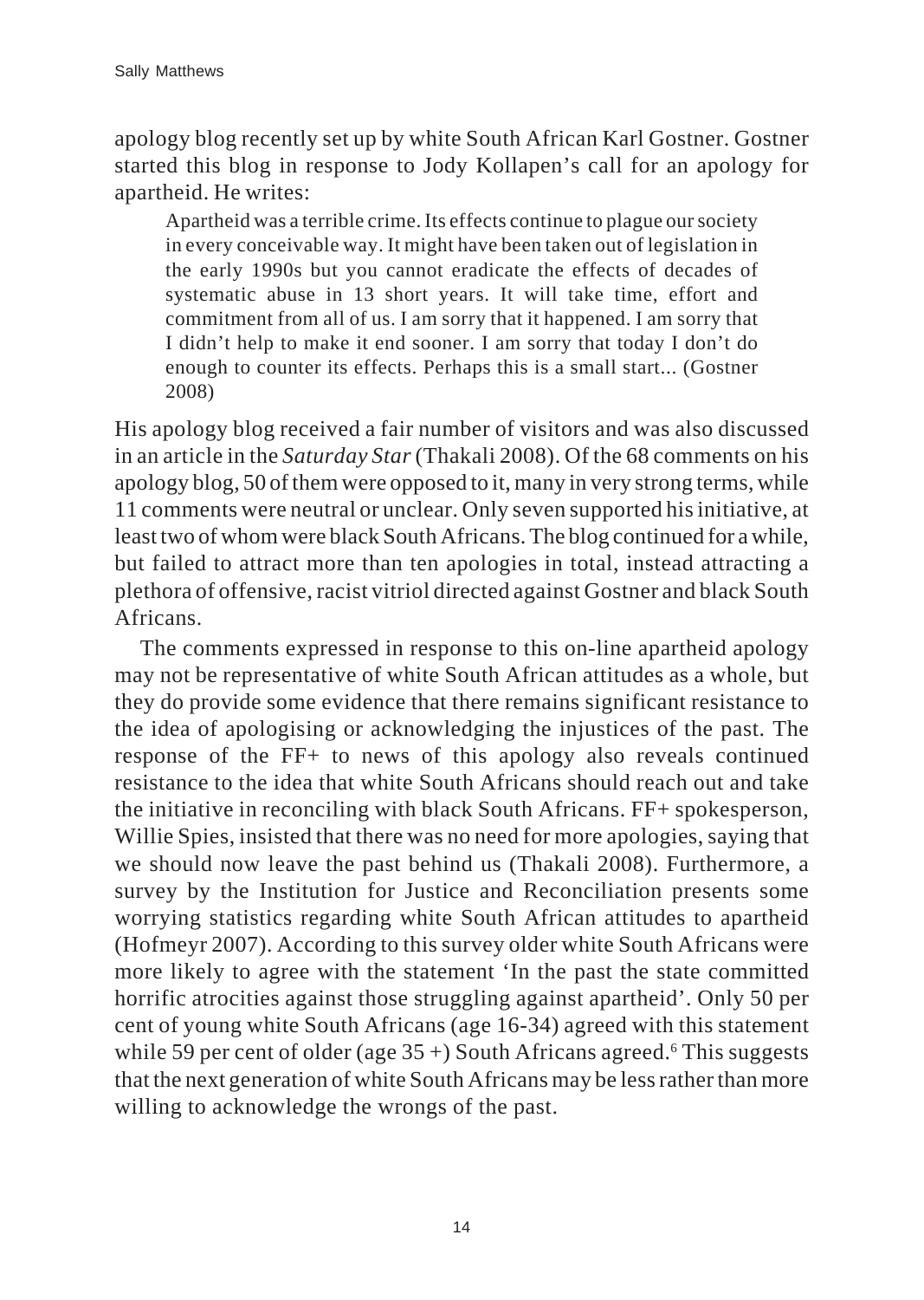apology blog recently set up by white South African Karl Gostner. Gostner started this blog in response to Jody Kollapen's call for an apology for apartheid. He writes:

> Apartheid was a terrible crime. Its effects continue to plague our society in every conceivable way. It might have been taken out of legislation in the early 1990s but you cannot eradicate the effects of decades of systematic abuse in 13 short years. It will take time, effort and commitment from all of us. I am sorry that it happened. I am sorry that I didn't help to make it end sooner. I am sorry that today I don't do enough to counter its effects. Perhaps this is a small start... (Gostner 2008)

His apology blog received a fair number of visitors and was also discussed in an article in the *Saturday Star* (Thakali 2008). Of the 68 comments on his apology blog, 50 of them were opposed to it, many in very strong terms, while 11 comments were neutral or unclear. Only seven supported his initiative, at least two of whom were black South Africans. The blog continued for a while, but failed to attract more than ten apologies in total, instead attracting a plethora of offensive, racist vitriol directed against Gostner and black South Africans.

The comments expressed in response to this on-line apartheid apology may not be representative of white South African attitudes as a whole, but they do provide some evidence that there remains significant resistance to the idea of apologising or acknowledging the injustices of the past. The response of the FF+ to news of this apology also reveals continued resistance to the idea that white South Africans should reach out and take the initiative in reconciling with black South Africans. FF+ spokesperson, Willie Spies, insisted that there was no need for more apologies, saying that we should now leave the past behind us (Thakali 2008). Furthermore, a survey by the Institution for Justice and Reconciliation presents some worrying statistics regarding white South African attitudes to apartheid (Hofmeyr 2007). According to this survey older white South Africans were more likely to agree with the statement 'In the past the state committed horrific atrocities against those struggling against apartheid'. Only 50 per cent of young white South Africans (age 16-34) agreed with this statement while 59 per cent of older (age 35 +) South Africans agreed.[6] This suggests that the next generation of white South Africans may be less rather than more willing to acknowledge the wrongs of the past.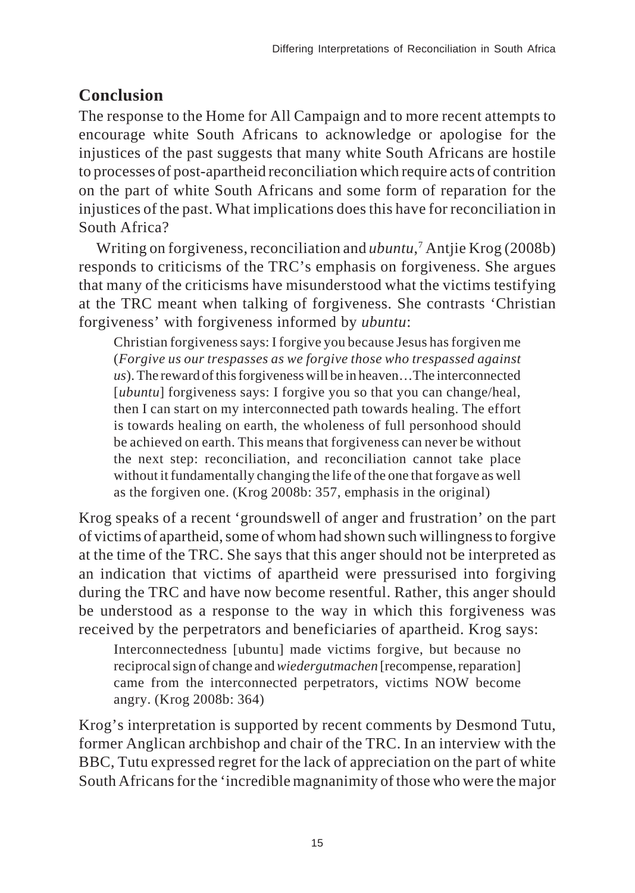## Conclusion

The response to the Home for All Campaign and to more recent attempts to encourage white South Africans to acknowledge or apologise for the injustices of the past suggests that many white South Africans are hostile to processes of post-apartheid reconciliation which require acts of contrition on the part of white South Africans and some form of reparation for the injustices of the past. What implications does this have for reconciliation in South Africa?

Writing on forgiveness, reconciliation and *ubuntu*,[7] Antjie Krog (2008b) responds to criticisms of the TRC's emphasis on forgiveness. She argues that many of the criticisms have misunderstood what the victims testifying at the TRC meant when talking of forgiveness. She contrasts 'Christian forgiveness' with forgiveness informed by *ubuntu*:

> Christian forgiveness says: I forgive you because Jesus has forgiven me (*Forgive us our trespasses as we forgive those who trespassed against us*). The reward of this forgiveness will be in heaven…The interconnected [*ubuntu*] forgiveness says: I forgive you so that you can change/heal, then I can start on my interconnected path towards healing. The effort is towards healing on earth, the wholeness of full personhood should be achieved on earth. This means that forgiveness can never be without the next step: reconciliation, and reconciliation cannot take place without it fundamentally changing the life of the one that forgave as well as the forgiven one. (Krog 2008b: 357, emphasis in the original)

Krog speaks of a recent 'groundswell of anger and frustration' on the part of victims of apartheid, some of whom had shown such willingness to forgive at the time of the TRC. She says that this anger should not be interpreted as an indication that victims of apartheid were pressurised into forgiving during the TRC and have now become resentful. Rather, this anger should be understood as a response to the way in which this forgiveness was received by the perpetrators and beneficiaries of apartheid. Krog says:

> Interconnectedness [ubuntu] made victims forgive, but because no reciprocal sign of change and *wiedergutmachen* [recompense, reparation] came from the interconnected perpetrators, victims NOW become angry. (Krog 2008b: 364)

Krog's interpretation is supported by recent comments by Desmond Tutu, former Anglican archbishop and chair of the TRC. In an interview with the BBC, Tutu expressed regret for the lack of appreciation on the part of white South Africans for the 'incredible magnanimity of those who were the major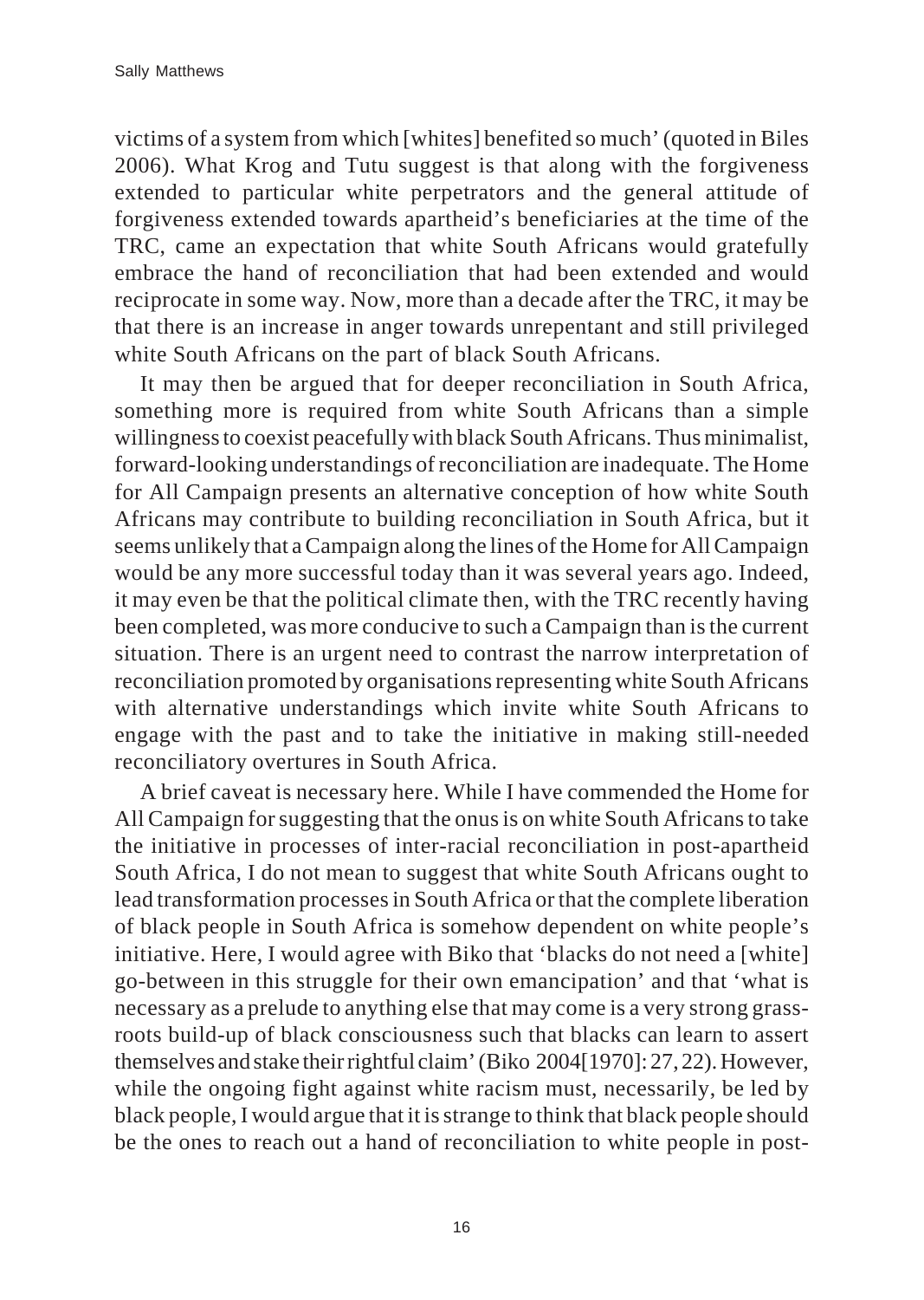victims of a system from which [whites] benefited so much' (quoted in Biles 2006). What Krog and Tutu suggest is that along with the forgiveness extended to particular white perpetrators and the general attitude of forgiveness extended towards apartheid's beneficiaries at the time of the TRC, came an expectation that white South Africans would gratefully embrace the hand of reconciliation that had been extended and would reciprocate in some way. Now, more than a decade after the TRC, it may be that there is an increase in anger towards unrepentant and still privileged white South Africans on the part of black South Africans.

It may then be argued that for deeper reconciliation in South Africa, something more is required from white South Africans than a simple willingness to coexist peacefully with black South Africans. Thus minimalist, forward-looking understandings of reconciliation are inadequate. The Home for All Campaign presents an alternative conception of how white South Africans may contribute to building reconciliation in South Africa, but it seems unlikely that a Campaign along the lines of the Home for All Campaign would be any more successful today than it was several years ago. Indeed, it may even be that the political climate then, with the TRC recently having been completed, was more conducive to such a Campaign than is the current situation. There is an urgent need to contrast the narrow interpretation of reconciliation promoted by organisations representing white South Africans with alternative understandings which invite white South Africans to engage with the past and to take the initiative in making still-needed reconciliatory overtures in South Africa.

A brief caveat is necessary here. While I have commended the Home for All Campaign for suggesting that the onus is on white South Africans to take the initiative in processes of inter-racial reconciliation in post-apartheid South Africa, I do not mean to suggest that white South Africans ought to lead transformation processes in South Africa or that the complete liberation of black people in South Africa is somehow dependent on white people's initiative. Here, I would agree with Biko that 'blacks do not need a [white] go-between in this struggle for their own emancipation' and that 'what is necessary as a prelude to anything else that may come is a very strong grass-roots build-up of black consciousness such that blacks can learn to assert themselves and stake their rightful claim' (Biko 2004[1970]: 27, 22). However, while the ongoing fight against white racism must, necessarily, be led by black people, I would argue that it is strange to think that black people should be the ones to reach out a hand of reconciliation to white people in post-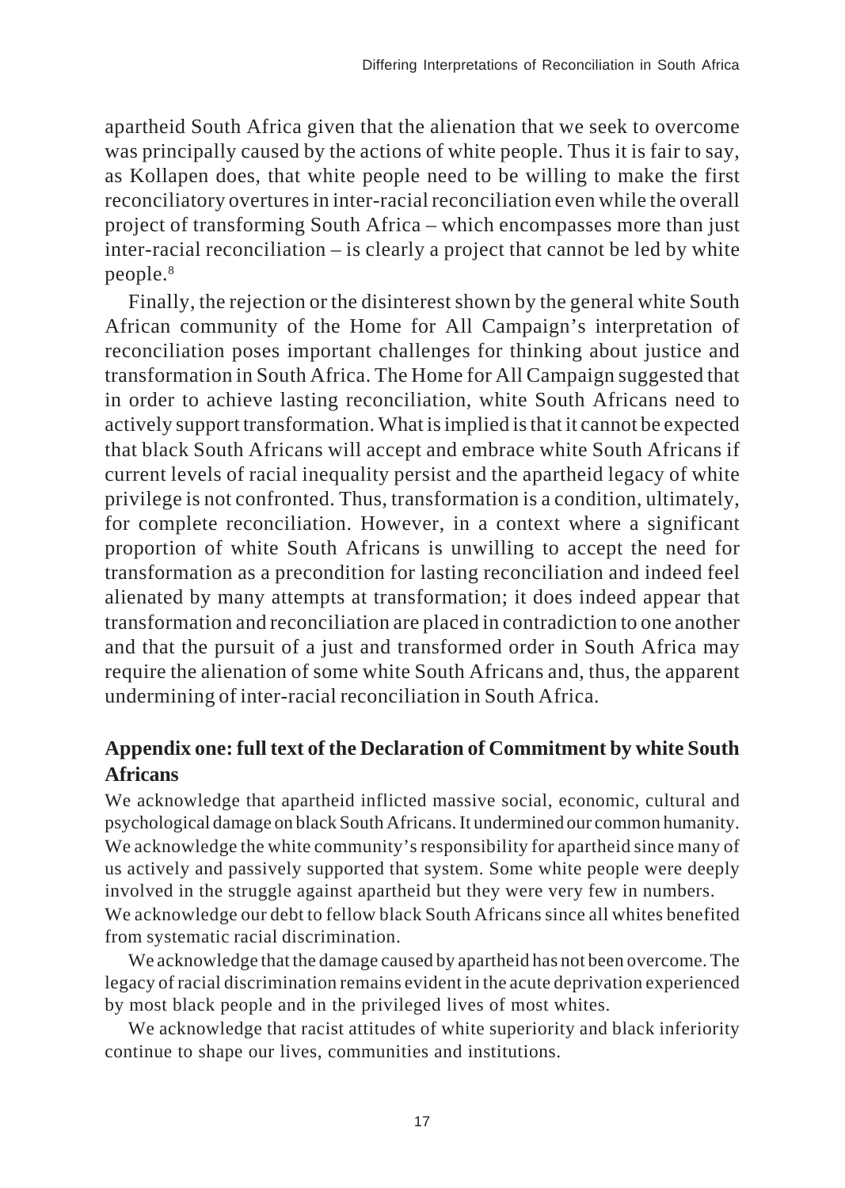apartheid South Africa given that the alienation that we seek to overcome was principally caused by the actions of white people. Thus it is fair to say, as Kollapen does, that white people need to be willing to make the first reconciliatory overtures in inter-racial reconciliation even while the overall project of transforming South Africa – which encompasses more than just inter-racial reconciliation – is clearly a project that cannot be led by white people.[8]

Finally, the rejection or the disinterest shown by the general white South African community of the Home for All Campaign's interpretation of reconciliation poses important challenges for thinking about justice and transformation in South Africa. The Home for All Campaign suggested that in order to achieve lasting reconciliation, white South Africans need to actively support transformation. What is implied is that it cannot be expected that black South Africans will accept and embrace white South Africans if current levels of racial inequality persist and the apartheid legacy of white privilege is not confronted. Thus, transformation is a condition, ultimately, for complete reconciliation. However, in a context where a significant proportion of white South Africans is unwilling to accept the need for transformation as a precondition for lasting reconciliation and indeed feel alienated by many attempts at transformation; it does indeed appear that transformation and reconciliation are placed in contradiction to one another and that the pursuit of a just and transformed order in South Africa may require the alienation of some white South Africans and, thus, the apparent undermining of inter-racial reconciliation in South Africa.

## Appendix one: full text of the Declaration of Commitment by white South Africans

We acknowledge that apartheid inflicted massive social, economic, cultural and psychological damage on black South Africans. It undermined our common humanity.
We acknowledge the white community's responsibility for apartheid since many of us actively and passively supported that system. Some white people were deeply involved in the struggle against apartheid but they were very few in numbers.
We acknowledge our debt to fellow black South Africans since all whites benefited from systematic racial discrimination.

We acknowledge that the damage caused by apartheid has not been overcome. The legacy of racial discrimination remains evident in the acute deprivation experienced by most black people and in the privileged lives of most whites.

We acknowledge that racist attitudes of white superiority and black inferiority continue to shape our lives, communities and institutions.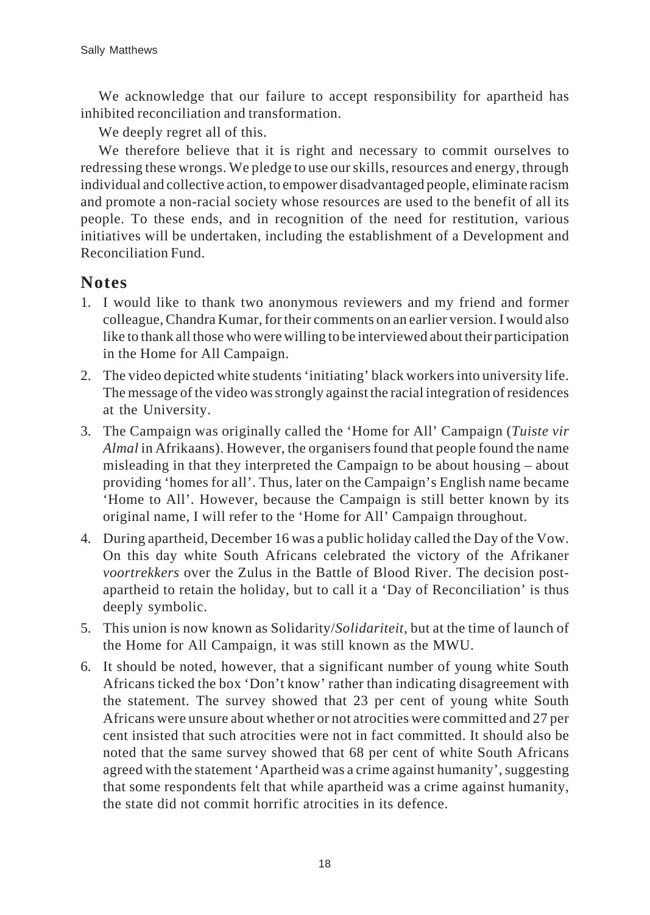We acknowledge that our failure to accept responsibility for apartheid has inhibited reconciliation and transformation.

We deeply regret all of this.

We therefore believe that it is right and necessary to commit ourselves to redressing these wrongs. We pledge to use our skills, resources and energy, through individual and collective action, to empower disadvantaged people, eliminate racism and promote a non-racial society whose resources are used to the benefit of all its people. To these ends, and in recognition of the need for restitution, various initiatives will be undertaken, including the establishment of a Development and Reconciliation Fund.

## Notes

1. I would like to thank two anonymous reviewers and my friend and former colleague, Chandra Kumar, for their comments on an earlier version. I would also like to thank all those who were willing to be interviewed about their participation in the Home for All Campaign.
2. The video depicted white students 'initiating' black workers into university life. The message of the video was strongly against the racial integration of residences at the University.
3. The Campaign was originally called the 'Home for All' Campaign (*Tuiste vir Almal* in Afrikaans). However, the organisers found that people found the name misleading in that they interpreted the Campaign to be about housing – about providing 'homes for all'. Thus, later on the Campaign's English name became 'Home to All'. However, because the Campaign is still better known by its original name, I will refer to the 'Home for All' Campaign throughout.
4. During apartheid, December 16 was a public holiday called the Day of the Vow. On this day white South Africans celebrated the victory of the Afrikaner *voortrekkers* over the Zulus in the Battle of Blood River. The decision post-apartheid to retain the holiday, but to call it a 'Day of Reconciliation' is thus deeply symbolic.
5. This union is now known as Solidarity/*Solidariteit*, but at the time of launch of the Home for All Campaign, it was still known as the MWU.
6. It should be noted, however, that a significant number of young white South Africans ticked the box 'Don't know' rather than indicating disagreement with the statement. The survey showed that 23 per cent of young white South Africans were unsure about whether or not atrocities were committed and 27 per cent insisted that such atrocities were not in fact committed. It should also be noted that the same survey showed that 68 per cent of white South Africans agreed with the statement 'Apartheid was a crime against humanity', suggesting that some respondents felt that while apartheid was a crime against humanity, the state did not commit horrific atrocities in its defence.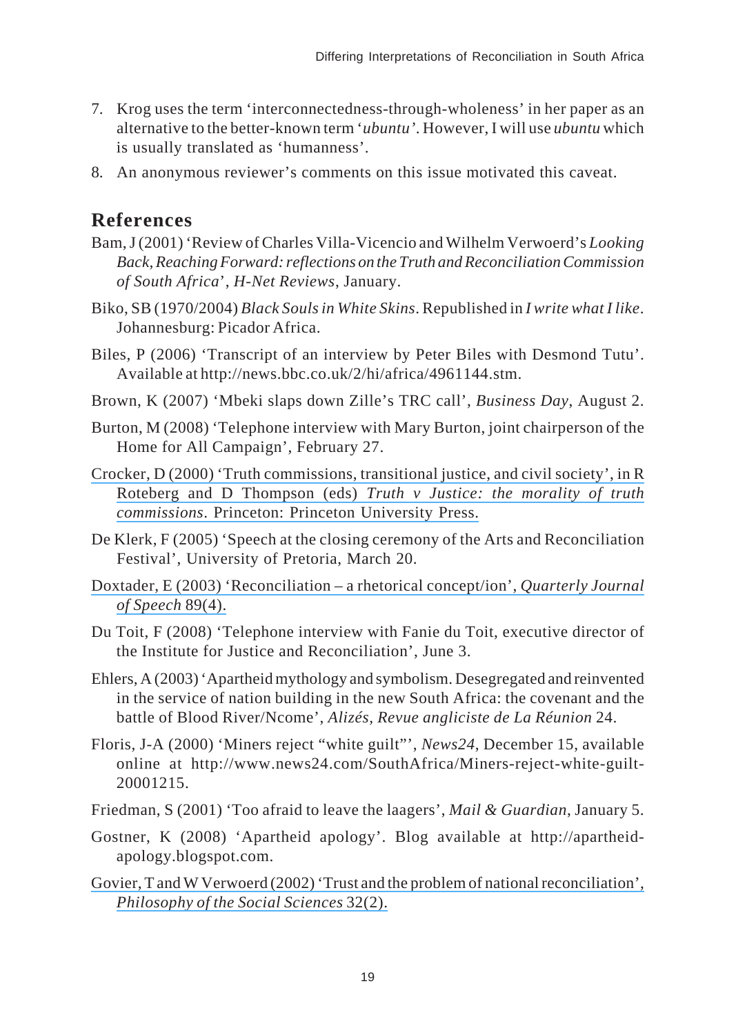7. Krog uses the term 'interconnectedness-through-wholeness' in her paper as an alternative to the better-known term '*ubuntu'*. However, I will use *ubuntu* which is usually translated as 'humanness'.
8. An anonymous reviewer's comments on this issue motivated this caveat.

## References

Bam, J (2001) 'Review of Charles Villa-Vicencio and Wilhelm Verwoerd's *Looking Back, Reaching Forward: reflections on the Truth and Reconciliation Commission of South Africa*', *H-Net Reviews*, January.

Biko, SB (1970/2004) *Black Souls in White Skins*. Republished in *I write what I like*. Johannesburg: Picador Africa.

Biles, P (2006) 'Transcript of an interview by Peter Biles with Desmond Tutu'. Available at http://news.bbc.co.uk/2/hi/africa/4961144.stm.

Brown, K (2007) 'Mbeki slaps down Zille's TRC call', *Business Day*, August 2.

Burton, M (2008) 'Telephone interview with Mary Burton, joint chairperson of the Home for All Campaign', February 27.

Crocker, D (2000) 'Truth commissions, transitional justice, and civil society', in R Roteberg and D Thompson (eds) *Truth v Justice: the morality of truth commissions*. Princeton: Princeton University Press.

De Klerk, F (2005) 'Speech at the closing ceremony of the Arts and Reconciliation Festival', University of Pretoria, March 20.

Doxtader, E (2003) 'Reconciliation – a rhetorical concept/ion', *Quarterly Journal of Speech* 89(4).

Du Toit, F (2008) 'Telephone interview with Fanie du Toit, executive director of the Institute for Justice and Reconciliation', June 3.

Ehlers, A (2003) 'Apartheid mythology and symbolism. Desegregated and reinvented in the service of nation building in the new South Africa: the covenant and the battle of Blood River/Ncome', *Alizés, Revue angliciste de La Réunion* 24.

Floris, J-A (2000) 'Miners reject "white guilt"', *News24*, December 15, available online at http://www.news24.com/SouthAfrica/Miners-reject-white-guilt-20001215.

Friedman, S (2001) 'Too afraid to leave the laagers', *Mail & Guardian*, January 5.

Gostner, K (2008) 'Apartheid apology'. Blog available at http://apartheid-apology.blogspot.com.

Govier, T and W Verwoerd (2002) 'Trust and the problem of national reconciliation', *Philosophy of the Social Sciences* 32(2).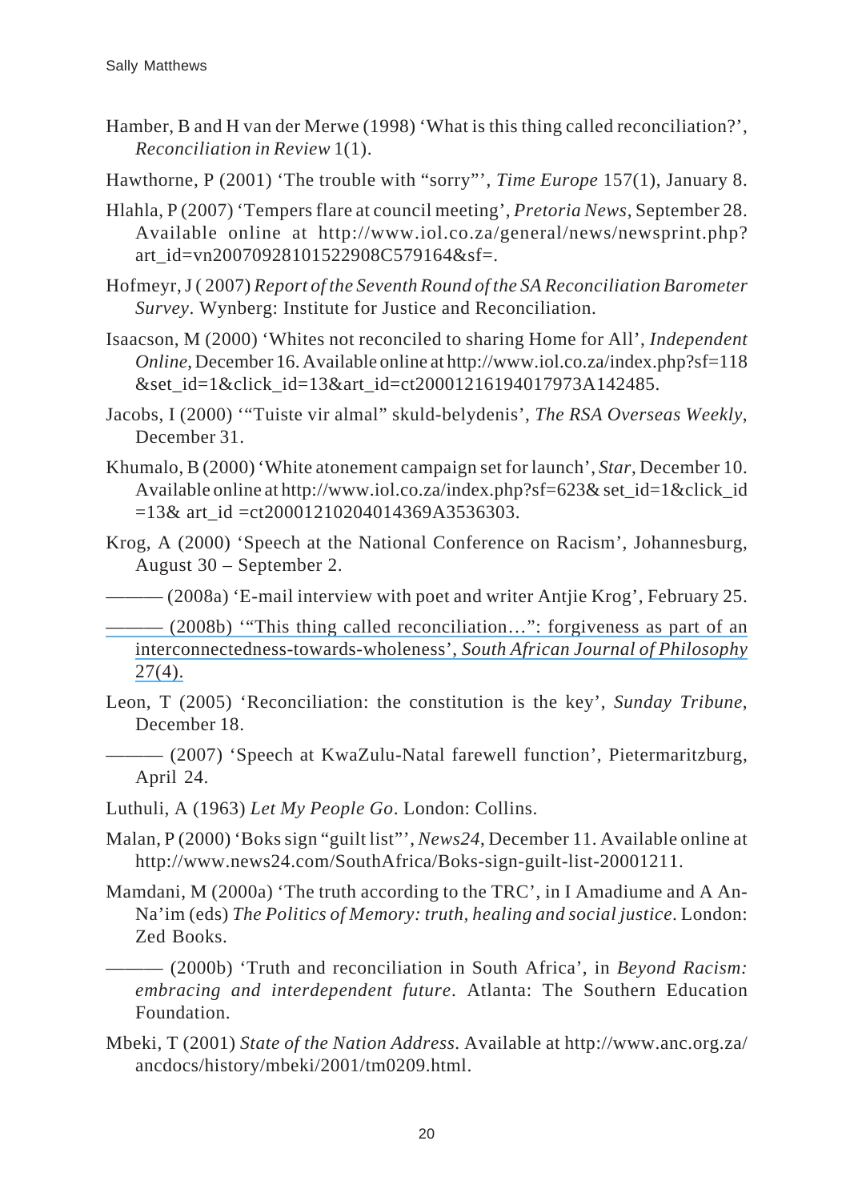Hamber, B and H van der Merwe (1998) 'What is this thing called reconciliation?', *Reconciliation in Review* 1(1).

Hawthorne, P (2001) 'The trouble with "sorry"', *Time Europe* 157(1), January 8.

Hlahla, P (2007) 'Tempers flare at council meeting', *Pretoria News*, September 28. Available online at http://www.iol.co.za/general/news/newsprint.php?art_id=vn20070928101522908C579164&sf=.

Hofmeyr, J ( 2007) *Report of the Seventh Round of the SA Reconciliation Barometer Survey*. Wynberg: Institute for Justice and Reconciliation.

Isaacson, M (2000) 'Whites not reconciled to sharing Home for All', *Independent Online*, December 16. Available online at http://www.iol.co.za/index.php?sf=118&set_id=1&click_id=13&art_id=ct20001216194017973A142485.

Jacobs, I (2000) '"Tuiste vir almal" skuld-belydenis', *The RSA Overseas Weekly*, December 31.

Khumalo, B (2000) 'White atonement campaign set for launch', *Star*, December 10. Available online at http://www.iol.co.za/index.php?sf=623& set_id=1&click_id=13& art_id =ct20001210204014369A3536303.

Krog, A (2000) 'Speech at the National Conference on Racism', Johannesburg, August 30 – September 2.

——— (2008a) 'E-mail interview with poet and writer Antjie Krog', February 25.

——— (2008b) '"This thing called reconciliation…": forgiveness as part of an interconnectedness-towards-wholeness', *South African Journal of Philosophy* 27(4).

Leon, T (2005) 'Reconciliation: the constitution is the key', *Sunday Tribune*, December 18.

——— (2007) 'Speech at KwaZulu-Natal farewell function', Pietermaritzburg, April 24.

Luthuli, A (1963) *Let My People Go*. London: Collins.

Malan, P (2000) 'Boks sign "guilt list"', *News24*, December 11. Available online at http://www.news24.com/SouthAfrica/Boks-sign-guilt-list-20001211.

Mamdani, M (2000a) 'The truth according to the TRC', in I Amadiume and A An-Na'im (eds) *The Politics of Memory: truth, healing and social justice*. London: Zed Books.

——— (2000b) 'Truth and reconciliation in South Africa', in *Beyond Racism: embracing and interdependent future*. Atlanta: The Southern Education Foundation.

Mbeki, T (2001) *State of the Nation Address*. Available at http://www.anc.org.za/ancdocs/history/mbeki/2001/tm0209.html.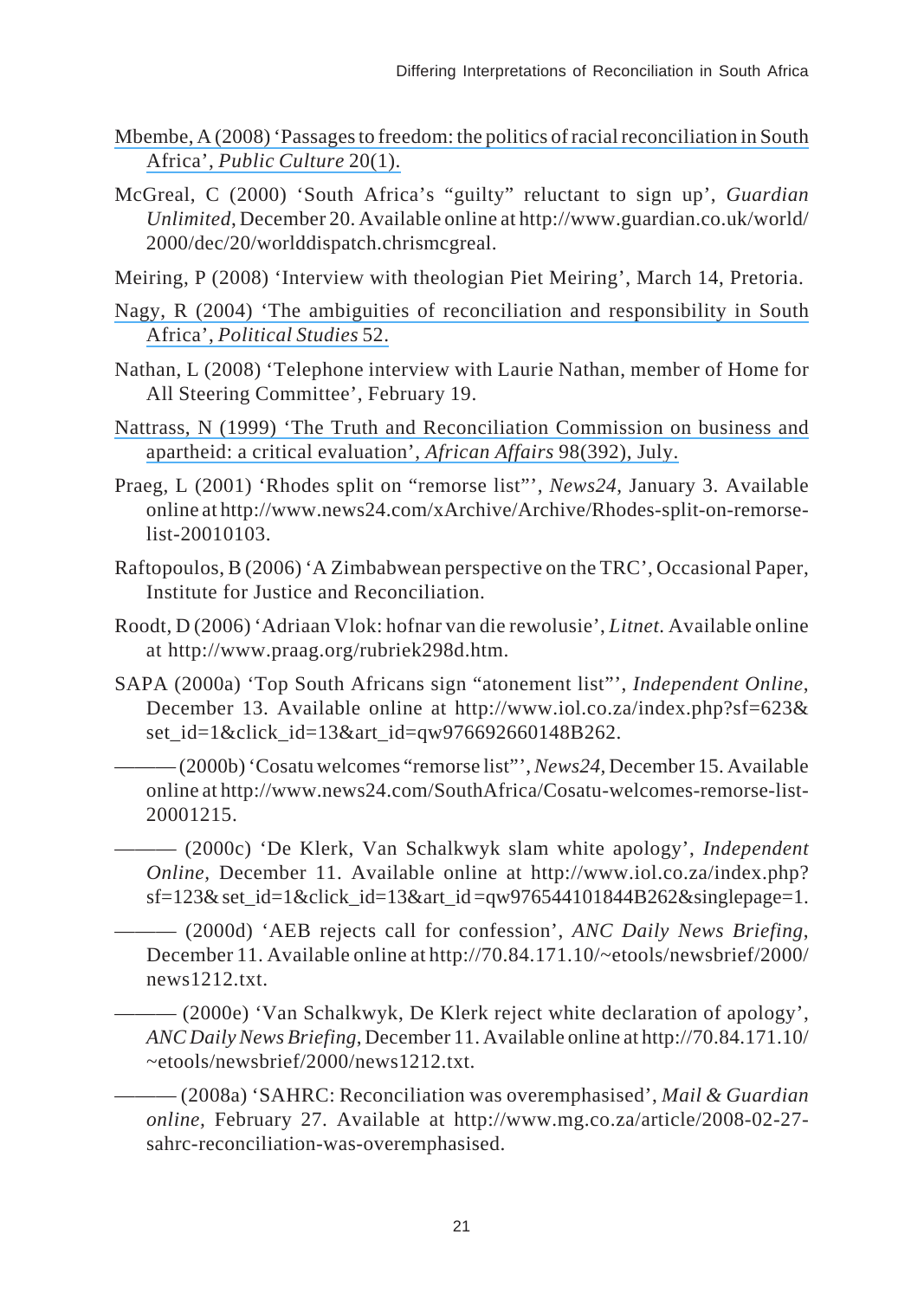Mbembe, A (2008) 'Passages to freedom: the politics of racial reconciliation in South Africa', *Public Culture* 20(1).

McGreal, C (2000) 'South Africa's "guilty" reluctant to sign up', *Guardian Unlimited*, December 20. Available online at http://www.guardian.co.uk/world/2000/dec/20/worlddispatch.chrismcgreal.

Meiring, P (2008) 'Interview with theologian Piet Meiring', March 14, Pretoria.

Nagy, R (2004) 'The ambiguities of reconciliation and responsibility in South Africa', *Political Studies* 52.

Nathan, L (2008) 'Telephone interview with Laurie Nathan, member of Home for All Steering Committee', February 19.

Nattrass, N (1999) 'The Truth and Reconciliation Commission on business and apartheid: a critical evaluation', *African Affairs* 98(392), July.

Praeg, L (2001) 'Rhodes split on "remorse list"', *News24*, January 3. Available online at http://www.news24.com/xArchive/Archive/Rhodes-split-on-remorse-list-20010103.

Raftopoulos, B (2006) 'A Zimbabwean perspective on the TRC', Occasional Paper, Institute for Justice and Reconciliation.

Roodt, D (2006) 'Adriaan Vlok: hofnar van die rewolusie', *Litnet*. Available online at http://www.praag.org/rubriek298d.htm.

SAPA (2000a) 'Top South Africans sign "atonement list"', *Independent Online*, December 13. Available online at http://www.iol.co.za/index.php?sf=623&set_id=1&click_id=13&art_id=qw976692660148B262.

——— (2000b) 'Cosatu welcomes "remorse list"', *News24*, December 15. Available online at http://www.news24.com/SouthAfrica/Cosatu-welcomes-remorse-list-20001215.

——— (2000c) 'De Klerk, Van Schalkwyk slam white apology', *Independent Online*, December 11. Available online at http://www.iol.co.za/index.php?sf=123&set_id=1&click_id=13&art_id=qw976544101844B262&singlepage=1.

——— (2000d) 'AEB rejects call for confession', *ANC Daily News Briefing*, December 11. Available online at http://70.84.171.10/~etools/newsbrief/2000/news1212.txt.

——— (2000e) 'Van Schalkwyk, De Klerk reject white declaration of apology', *ANC Daily News Briefing*, December 11. Available online at http://70.84.171.10/~etools/newsbrief/2000/news1212.txt.

——— (2008a) 'SAHRC: Reconciliation was overemphasised', *Mail & Guardian online*, February 27. Available at http://www.mg.co.za/article/2008-02-27-sahrc-reconciliation-was-overemphasised.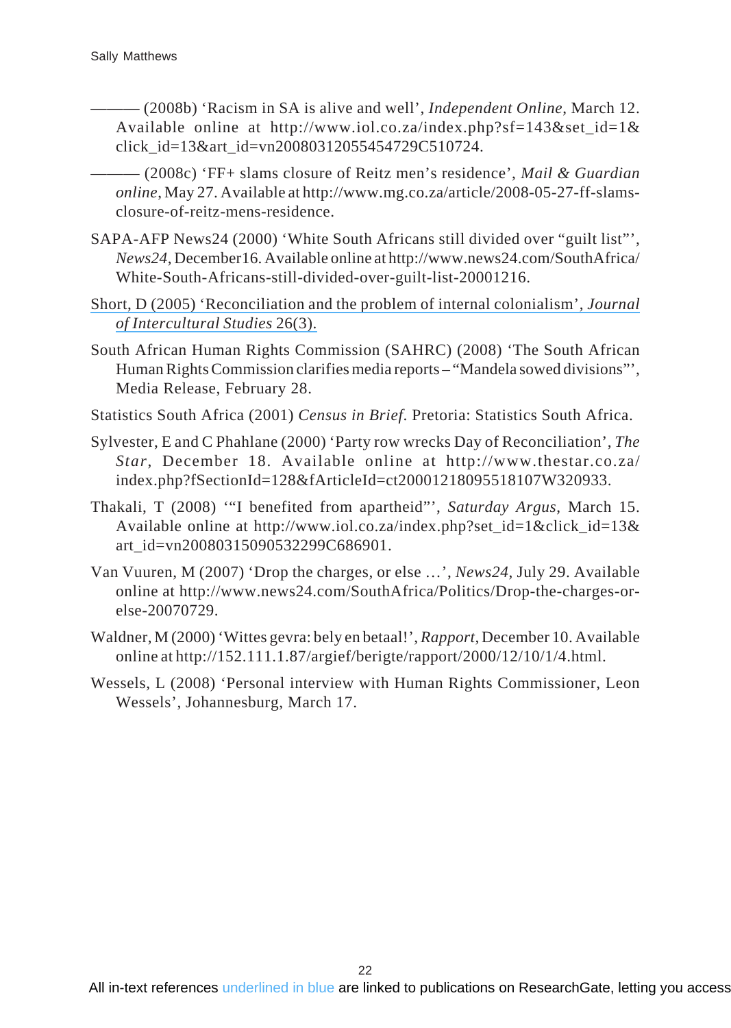——— (2008b) 'Racism in SA is alive and well', *Independent Online*, March 12. Available online at http://www.iol.co.za/index.php?sf=143&set_id=1&click_id=13&art_id=vn20080312055454729C510724.

——— (2008c) 'FF+ slams closure of Reitz men's residence', *Mail & Guardian online*, May 27. Available at http://www.mg.co.za/article/2008-05-27-ff-slams-closure-of-reitz-mens-residence.

SAPA-AFP News24 (2000) 'White South Africans still divided over "guilt list"', *News24*, December16. Available online at http://www.news24.com/SouthAfrica/White-South-Africans-still-divided-over-guilt-list-20001216.

Short, D (2005) 'Reconciliation and the problem of internal colonialism', *Journal of Intercultural Studies* 26(3).

South African Human Rights Commission (SAHRC) (2008) 'The South African Human Rights Commission clarifies media reports – "Mandela sowed divisions"', Media Release, February 28.

Statistics South Africa (2001) *Census in Brief*. Pretoria: Statistics South Africa.

Sylvester, E and C Phahlane (2000) 'Party row wrecks Day of Reconciliation', *The Star*, December 18. Available online at http://www.thestar.co.za/index.php?fSectionId=128&fArticleId=ct20001218095518107W320933.

Thakali, T (2008) '"I benefited from apartheid"', *Saturday Argus*, March 15. Available online at http://www.iol.co.za/index.php?set_id=1&click_id=13&art_id=vn20080315090532299C686901.

Van Vuuren, M (2007) 'Drop the charges, or else …', *News24*, July 29. Available online at http://www.news24.com/SouthAfrica/Politics/Drop-the-charges-or-else-20070729.

Waldner, M (2000) 'Wittes gevra: bely en betaal!', *Rapport*, December 10. Available online at http://152.111.1.87/argief/berigte/rapport/2000/12/10/1/4.html.

Wessels, L (2008) 'Personal interview with Human Rights Commissioner, Leon Wessels', Johannesburg, March 17.